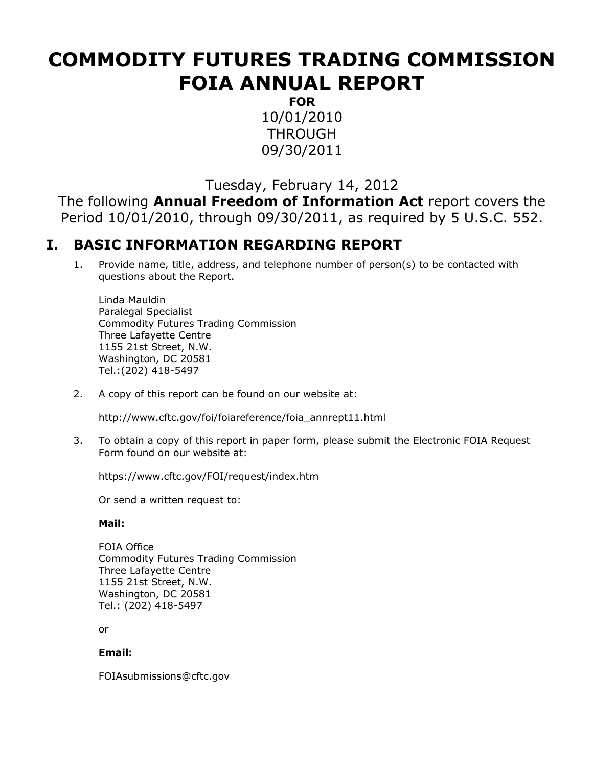# COMMODITY FUTURES TRADING COMMISSION FOIA ANNUAL REPORT

**FOR**

10/01/2010

THROUGH

09/30/2011

Tuesday, February 14, 2012

The following **Annual Freedom of Information Act** report covers the Period 10/01/2010, through 09/30/2011, as required by 5 U.S.C. 552.

## I. BASIC INFORMATION REGARDING REPORT

1. Provide name, title, address, and telephone number of person(s) to be contacted with questions about the Report.

   Linda Mauldin
   Paralegal Specialist
   Commodity Futures Trading Commission
   Three Lafayette Centre
   1155 21st Street, N.W.
   Washington, DC 20581
   Tel.:(202) 418-5497

2. A copy of this report can be found on our website at:

   http://www.cftc.gov/foi/foiareference/foia_annrept11.html

3. To obtain a copy of this report in paper form, please submit the Electronic FOIA Request Form found on our website at:

   https://www.cftc.gov/FOI/request/index.htm

   Or send a written request to:

   **Mail:**

   FOIA Office
   Commodity Futures Trading Commission
   Three Lafayette Centre
   1155 21st Street, N.W.
   Washington, DC 20581
   Tel.: (202) 418-5497

   or

   **Email:**

   FOIAsubmissions@cftc.gov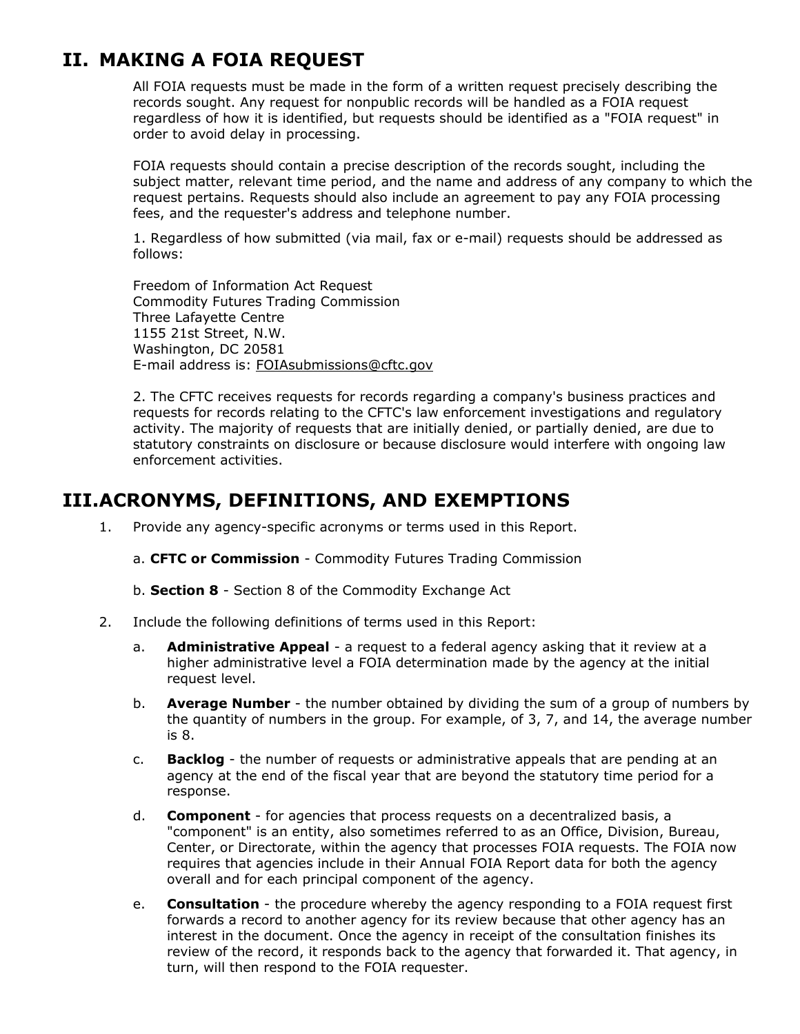## II. MAKING A FOIA REQUEST

All FOIA requests must be made in the form of a written request precisely describing the records sought. Any request for nonpublic records will be handled as a FOIA request regardless of how it is identified, but requests should be identified as a "FOIA request" in order to avoid delay in processing.

FOIA requests should contain a precise description of the records sought, including the subject matter, relevant time period, and the name and address of any company to which the request pertains. Requests should also include an agreement to pay any FOIA processing fees, and the requester's address and telephone number.

1. Regardless of how submitted (via mail, fax or e-mail) requests should be addressed as follows:

Freedom of Information Act Request
Commodity Futures Trading Commission
Three Lafayette Centre
1155 21st Street, N.W.
Washington, DC 20581
E-mail address is: FOIAsubmissions@cftc.gov

2. The CFTC receives requests for records regarding a company's business practices and requests for records relating to the CFTC's law enforcement investigations and regulatory activity. The majority of requests that are initially denied, or partially denied, are due to statutory constraints on disclosure or because disclosure would interfere with ongoing law enforcement activities.

## III. ACRONYMS, DEFINITIONS, AND EXEMPTIONS

1. Provide any agency-specific acronyms or terms used in this Report.

   a. **CFTC or Commission** - Commodity Futures Trading Commission

   b. **Section 8** - Section 8 of the Commodity Exchange Act

2. Include the following definitions of terms used in this Report:

   a. **Administrative Appeal** - a request to a federal agency asking that it review at a higher administrative level a FOIA determination made by the agency at the initial request level.

   b. **Average Number** - the number obtained by dividing the sum of a group of numbers by the quantity of numbers in the group. For example, of 3, 7, and 14, the average number is 8.

   c. **Backlog** - the number of requests or administrative appeals that are pending at an agency at the end of the fiscal year that are beyond the statutory time period for a response.

   d. **Component** - for agencies that process requests on a decentralized basis, a "component" is an entity, also sometimes referred to as an Office, Division, Bureau, Center, or Directorate, within the agency that processes FOIA requests. The FOIA now requires that agencies include in their Annual FOIA Report data for both the agency overall and for each principal component of the agency.

   e. **Consultation** - the procedure whereby the agency responding to a FOIA request first forwards a record to another agency for its review because that other agency has an interest in the document. Once the agency in receipt of the consultation finishes its review of the record, it responds back to the agency that forwarded it. That agency, in turn, will then respond to the FOIA requester.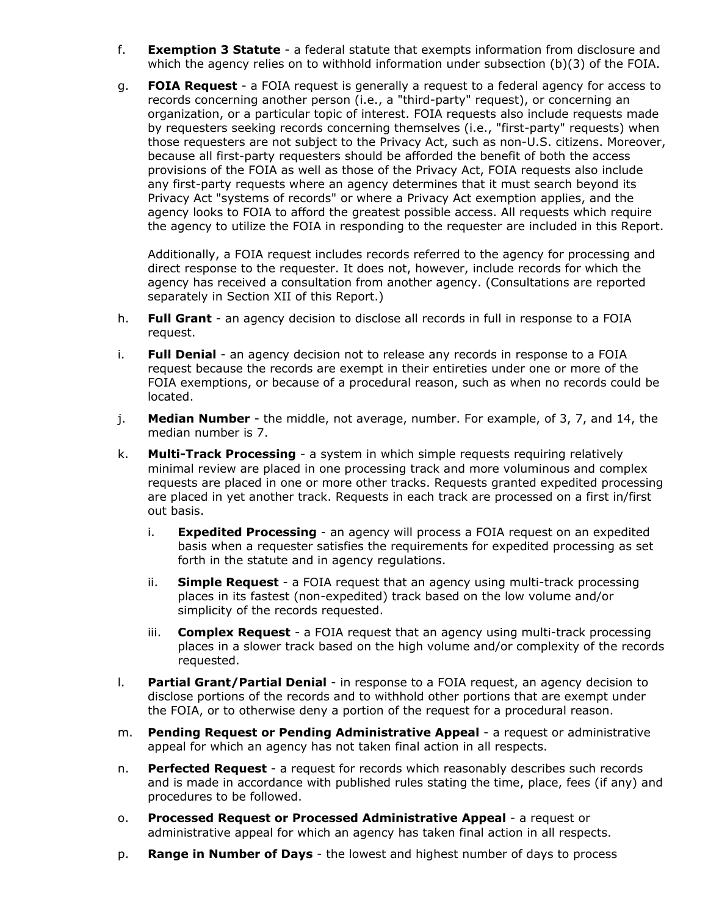f. **Exemption 3 Statute** - a federal statute that exempts information from disclosure and which the agency relies on to withhold information under subsection (b)(3) of the FOIA.

g. **FOIA Request** - a FOIA request is generally a request to a federal agency for access to records concerning another person (i.e., a "third-party" request), or concerning an organization, or a particular topic of interest. FOIA requests also include requests made by requesters seeking records concerning themselves (i.e., "first-party" requests) when those requesters are not subject to the Privacy Act, such as non-U.S. citizens. Moreover, because all first-party requesters should be afforded the benefit of both the access provisions of the FOIA as well as those of the Privacy Act, FOIA requests also include any first-party requests where an agency determines that it must search beyond its Privacy Act "systems of records" or where a Privacy Act exemption applies, and the agency looks to FOIA to afford the greatest possible access. All requests which require the agency to utilize the FOIA in responding to the requester are included in this Report.

   Additionally, a FOIA request includes records referred to the agency for processing and direct response to the requester. It does not, however, include records for which the agency has received a consultation from another agency. (Consultations are reported separately in Section XII of this Report.)

h. **Full Grant** - an agency decision to disclose all records in full in response to a FOIA request.

i. **Full Denial** - an agency decision not to release any records in response to a FOIA request because the records are exempt in their entireties under one or more of the FOIA exemptions, or because of a procedural reason, such as when no records could be located.

j. **Median Number** - the middle, not average, number. For example, of 3, 7, and 14, the median number is 7.

k. **Multi-Track Processing** - a system in which simple requests requiring relatively minimal review are placed in one processing track and more voluminous and complex requests are placed in one or more other tracks. Requests granted expedited processing are placed in yet another track. Requests in each track are processed on a first in/first out basis.

   i. **Expedited Processing** - an agency will process a FOIA request on an expedited basis when a requester satisfies the requirements for expedited processing as set forth in the statute and in agency regulations.

   ii. **Simple Request** - a FOIA request that an agency using multi-track processing places in its fastest (non-expedited) track based on the low volume and/or simplicity of the records requested.

   iii. **Complex Request** - a FOIA request that an agency using multi-track processing places in a slower track based on the high volume and/or complexity of the records requested.

l. **Partial Grant/Partial Denial** - in response to a FOIA request, an agency decision to disclose portions of the records and to withhold other portions that are exempt under the FOIA, or to otherwise deny a portion of the request for a procedural reason.

m. **Pending Request or Pending Administrative Appeal** - a request or administrative appeal for which an agency has not taken final action in all respects.

n. **Perfected Request** - a request for records which reasonably describes such records and is made in accordance with published rules stating the time, place, fees (if any) and procedures to be followed.

o. **Processed Request or Processed Administrative Appeal** - a request or administrative appeal for which an agency has taken final action in all respects.

p. **Range in Number of Days** - the lowest and highest number of days to process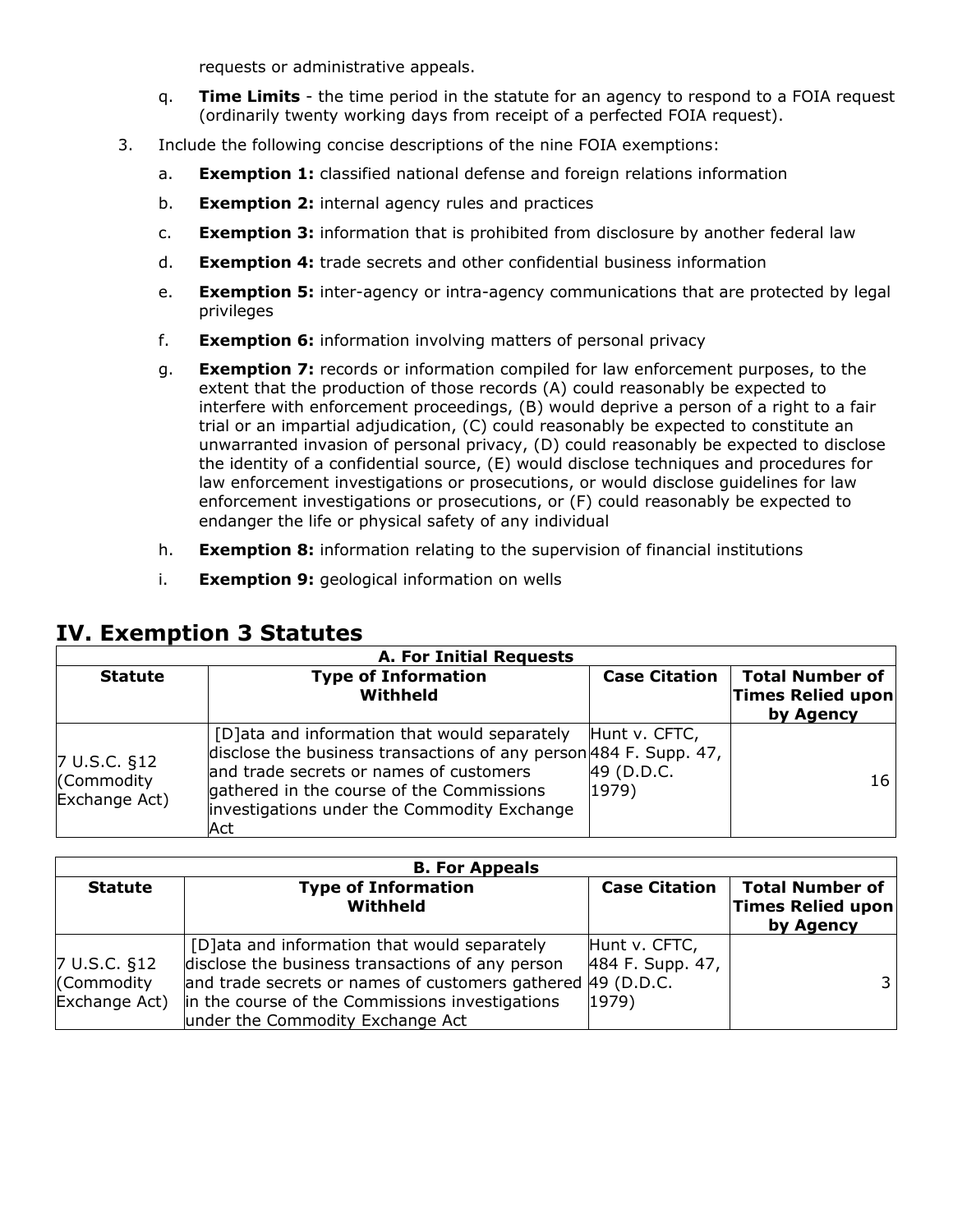requests or administrative appeals.

  q. **Time Limits** - the time period in the statute for an agency to respond to a FOIA request (ordinarily twenty working days from receipt of a perfected FOIA request).

3. Include the following concise descriptions of the nine FOIA exemptions:
   a. **Exemption 1:** classified national defense and foreign relations information
   b. **Exemption 2:** internal agency rules and practices
   c. **Exemption 3:** information that is prohibited from disclosure by another federal law
   d. **Exemption 4:** trade secrets and other confidential business information
   e. **Exemption 5:** inter-agency or intra-agency communications that are protected by legal privileges
   f. **Exemption 6:** information involving matters of personal privacy
   g. **Exemption 7:** records or information compiled for law enforcement purposes, to the extent that the production of those records (A) could reasonably be expected to interfere with enforcement proceedings, (B) would deprive a person of a right to a fair trial or an impartial adjudication, (C) could reasonably be expected to constitute an unwarranted invasion of personal privacy, (D) could reasonably be expected to disclose the identity of a confidential source, (E) would disclose techniques and procedures for law enforcement investigations or prosecutions, or would disclose guidelines for law enforcement investigations or prosecutions, or (F) could reasonably be expected to endanger the life or physical safety of any individual
   h. **Exemption 8:** information relating to the supervision of financial institutions
   i. **Exemption 9:** geological information on wells

## IV. Exemption 3 Statutes

**A. For Initial Requests**

| Statute | Type of Information Withheld | Case Citation | Total Number of Times Relied upon by Agency |
|---|---|---|---|
| 7 U.S.C. §12 (Commodity Exchange Act) | [D]ata and information that would separately disclose the business transactions of any person and trade secrets or names of customers gathered in the course of the Commissions investigations under the Commodity Exchange Act | Hunt v. CFTC, 484 F. Supp. 47, 49 (D.D.C. 1979) | 16 |

**B. For Appeals**

| Statute | Type of Information Withheld | Case Citation | Total Number of Times Relied upon by Agency |
|---|---|---|---|
| 7 U.S.C. §12 (Commodity Exchange Act) | [D]ata and information that would separately disclose the business transactions of any person and trade secrets or names of customers gathered in the course of the Commissions investigations under the Commodity Exchange Act | Hunt v. CFTC, 484 F. Supp. 47, 49 (D.D.C. 1979) | 3 |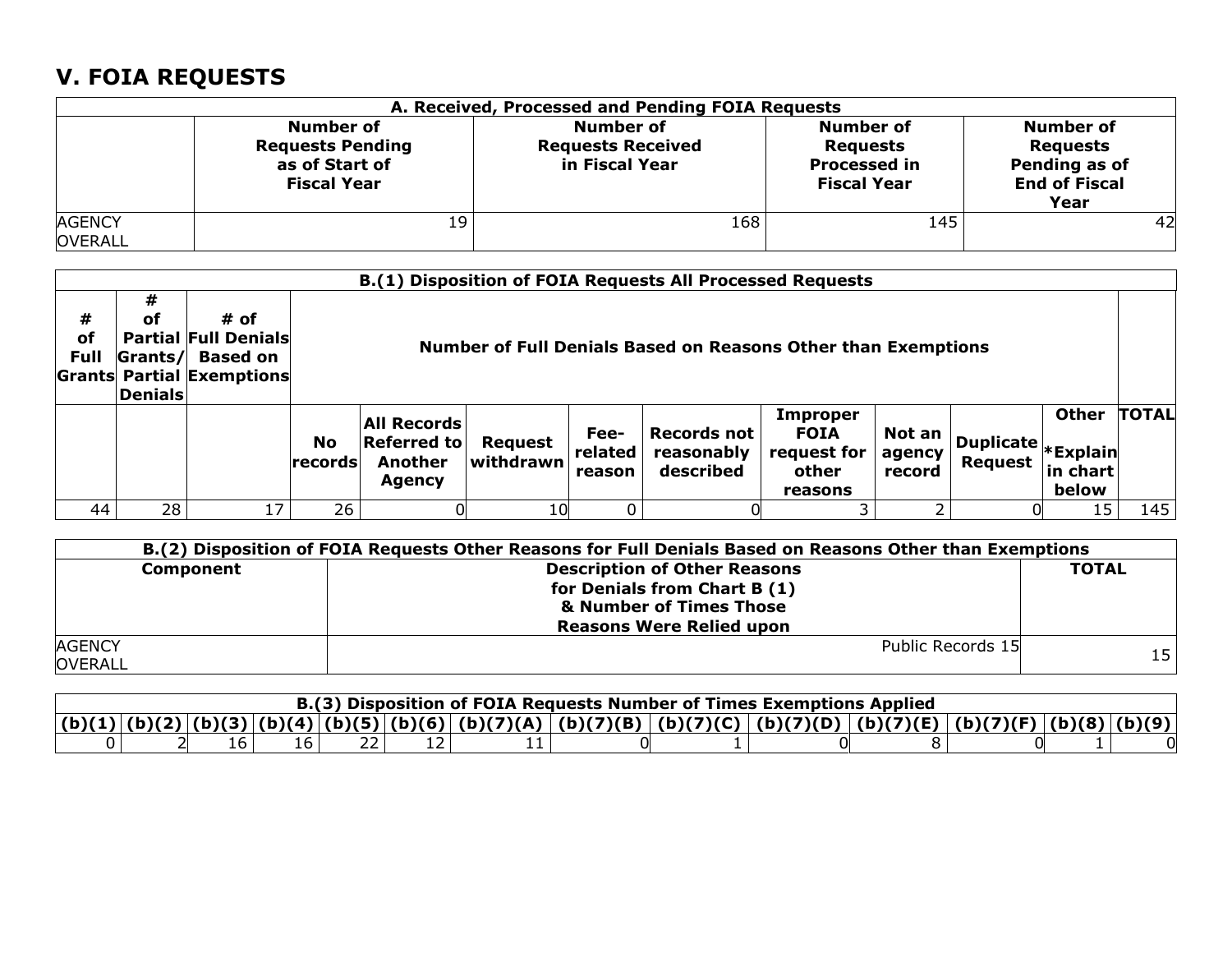## V. FOIA REQUESTS

| A. Received, Processed and Pending FOIA Requests | | | | |
|---|---|---|---|---|
| | **Number of Requests Pending as of Start of Fiscal Year** | **Number of Requests Received in Fiscal Year** | **Number of Requests Processed in Fiscal Year** | **Number of Requests Pending as of End of Fiscal Year** |
| AGENCY OVERALL | 19 | 168 | 145 | 42 |

| B.(1) Disposition of FOIA Requests All Processed Requests | | | | | | | | | | | | | |
|---|---|---|---|---|---|---|---|---|---|---|---|---|---|
| **# of Full Grants** | **# of Partial Grants/ Partial Denials** | **# of Full Denials Based on Exemptions** | **Number of Full Denials Based on Reasons Other than Exemptions** | | | | | | | | | | |
| | | | **No records** | **All Records Referred to Another Agency** | **Request withdrawn** | **Fee-related reason** | **Records not reasonably described** | **Improper FOIA request for other reasons** | **Not an agency record** | **Duplicate Request** | **Other *Explain in chart below** | | **TOTAL** |
| 44 | 28 | 17 | 26 | 0 | 10 | 0 | 0 | 3 | 2 | 0 | 15 | | 145 |

| B.(2) Disposition of FOIA Requests Other Reasons for Full Denials Based on Reasons Other than Exemptions | | |
|---|---|---|
| **Component** | **Description of Other Reasons for Denials from Chart B (1) & Number of Times Those Reasons Were Relied upon** | **TOTAL** |
| AGENCY OVERALL | Public Records 15 | 15 |

| B.(3) Disposition of FOIA Requests Number of Times Exemptions Applied | | | | | | | | | | | | | |
|---|---|---|---|---|---|---|---|---|---|---|---|---|---|
| **(b)(1)** | **(b)(2)** | **(b)(3)** | **(b)(4)** | **(b)(5)** | **(b)(6)** | **(b)(7)(A)** | **(b)(7)(B)** | **(b)(7)(C)** | **(b)(7)(D)** | **(b)(7)(E)** | **(b)(7)(F)** | **(b)(8)** | **(b)(9)** |
| 0 | 2 | 16 | 16 | 22 | 12 | 11 | 0 | 1 | 0 | 8 | 0 | 1 | 0 |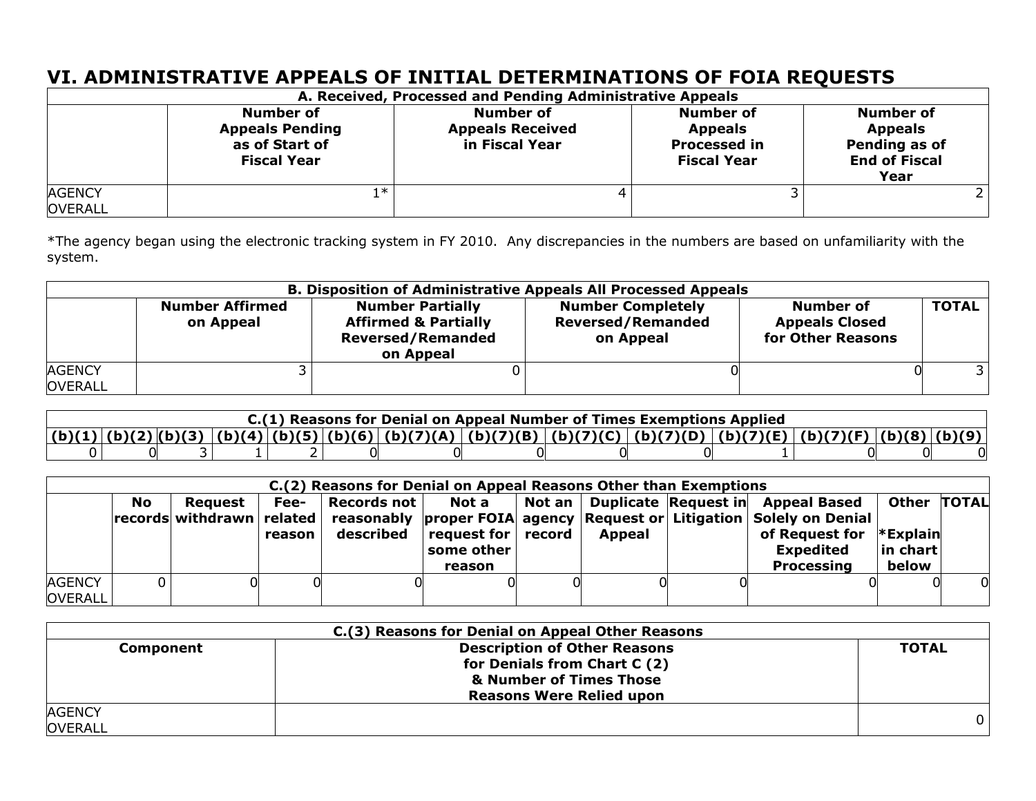# VI. ADMINISTRATIVE APPEALS OF INITIAL DETERMINATIONS OF FOIA REQUESTS

| A. Received, Processed and Pending Administrative Appeals | | | | |
|---|---|---|---|---|
| | **Number of Appeals Pending as of Start of Fiscal Year** | **Number of Appeals Received in Fiscal Year** | **Number of Appeals Processed in Fiscal Year** | **Number of Appeals Pending as of End of Fiscal Year** |
| AGENCY OVERALL | 1* | 4 | 3 | 2 |

*The agency began using the electronic tracking system in FY 2010. Any discrepancies in the numbers are based on unfamiliarity with the system.

| B. Disposition of Administrative Appeals All Processed Appeals | | | | | |
|---|---|---|---|---|---|
| | **Number Affirmed on Appeal** | **Number Partially Affirmed & Partially Reversed/Remanded on Appeal** | **Number Completely Reversed/Remanded on Appeal** | **Number of Appeals Closed for Other Reasons** | **TOTAL** |
| AGENCY OVERALL | 3 | 0 | 0 | 0 | 3 |

| C.(1) Reasons for Denial on Appeal Number of Times Exemptions Applied | | | | | | | | | | | | | |
|---|---|---|---|---|---|---|---|---|---|---|---|---|---|
| **(b)(1)** | **(b)(2)** | **(b)(3)** | **(b)(4)** | **(b)(5)** | **(b)(6)** | **(b)(7)(A)** | **(b)(7)(B)** | **(b)(7)(C)** | **(b)(7)(D)** | **(b)(7)(E)** | **(b)(7)(F)** | **(b)(8)** | **(b)(9)** |
| 0 | 0 | 3 | 1 | 2 | 0 | 0 | 0 | 0 | 0 | 1 | 0 | 0 | 0 |

| C.(2) Reasons for Denial on Appeal Reasons Other than Exemptions | | | | | | | | | | | |
|---|---|---|---|---|---|---|---|---|---|---|---|
| | **No records** | **Request withdrawn** | **Fee-related reason** | **Records not reasonably described** | **Not a proper FOIA request for some other reason** | **Not an agency record** | **Duplicate Request or Appeal** | **Request in Litigation** | **Appeal Based Solely on Denial of Request for Expedited Processing** | **Other *Explain in chart below** | **TOTAL** |
| AGENCY OVERALL | 0 | 0 | 0 | 0 | 0 | 0 | 0 | 0 | 0 | 0 | 0 |

| C.(3) Reasons for Denial on Appeal Other Reasons | | |
|---|---|---|
| **Component** | **Description of Other Reasons for Denials from Chart C (2) & Number of Times Those Reasons Were Relied upon** | **TOTAL** |
| AGENCY OVERALL | | 0 |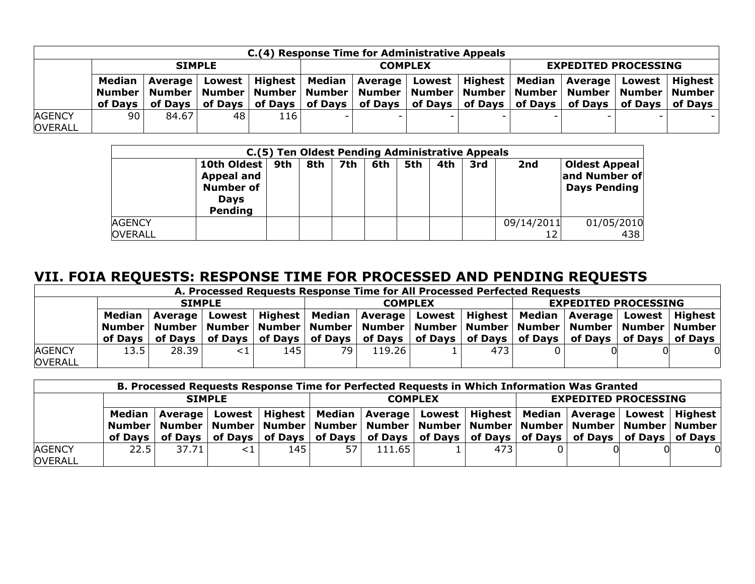| C.(4) Response Time for Administrative Appeals | | | | | | | | | | | | |
|---|---|---|---|---|---|---|---|---|---|---|---|---|
| | **SIMPLE** | | | | **COMPLEX** | | | | **EXPEDITED PROCESSING** | | | |
| | **Median Number of Days** | **Average Number of Days** | **Lowest Number of Days** | **Highest Number of Days** | **Median Number of Days** | **Average Number of Days** | **Lowest Number of Days** | **Highest Number of Days** | **Median Number of Days** | **Average Number of Days** | **Lowest Number of Days** | **Highest Number of Days** |
| AGENCY OVERALL | 90 | 84.67 | 48 | 116 | - | - | - | - | - | - | - | - |

| C.(5) Ten Oldest Pending Administrative Appeals | | | | | | | | | | |
|---|---|---|---|---|---|---|---|---|---|---|
| | **10th Oldest Appeal and Number of Days Pending** | **9th** | **8th** | **7th** | **6th** | **5th** | **4th** | **3rd** | **2nd** | **Oldest Appeal and Number of Days Pending** |
| AGENCY OVERALL | | | | | | | | | 09/14/2011 12 | 01/05/2010 438 |

# VII. FOIA REQUESTS: RESPONSE TIME FOR PROCESSED AND PENDING REQUESTS

| A. Processed Requests Response Time for All Processed Perfected Requests | | | | | | | | | | | | |
|---|---|---|---|---|---|---|---|---|---|---|---|---|
| | **SIMPLE** | | | | **COMPLEX** | | | | **EXPEDITED PROCESSING** | | | |
| | **Median Number of Days** | **Average Number of Days** | **Lowest Number of Days** | **Highest Number of Days** | **Median Number of Days** | **Average Number of Days** | **Lowest Number of Days** | **Highest Number of Days** | **Median Number of Days** | **Average Number of Days** | **Lowest Number of Days** | **Highest Number of Days** |
| AGENCY OVERALL | 13.5 | 28.39 | <1 | 145 | 79 | 119.26 | 1 | 473 | 0 | 0 | 0 | 0 |

| B. Processed Requests Response Time for Perfected Requests in Which Information Was Granted | | | | | | | | | | | | |
|---|---|---|---|---|---|---|---|---|---|---|---|---|
| | **SIMPLE** | | | | **COMPLEX** | | | | **EXPEDITED PROCESSING** | | | |
| | **Median Number of Days** | **Average Number of Days** | **Lowest Number of Days** | **Highest Number of Days** | **Median Number of Days** | **Average Number of Days** | **Lowest Number of Days** | **Highest Number of Days** | **Median Number of Days** | **Average Number of Days** | **Lowest Number of Days** | **Highest Number of Days** |
| AGENCY OVERALL | 22.5 | 37.71 | <1 | 145 | 57 | 111.65 | 1 | 473 | 0 | 0 | 0 | 0 |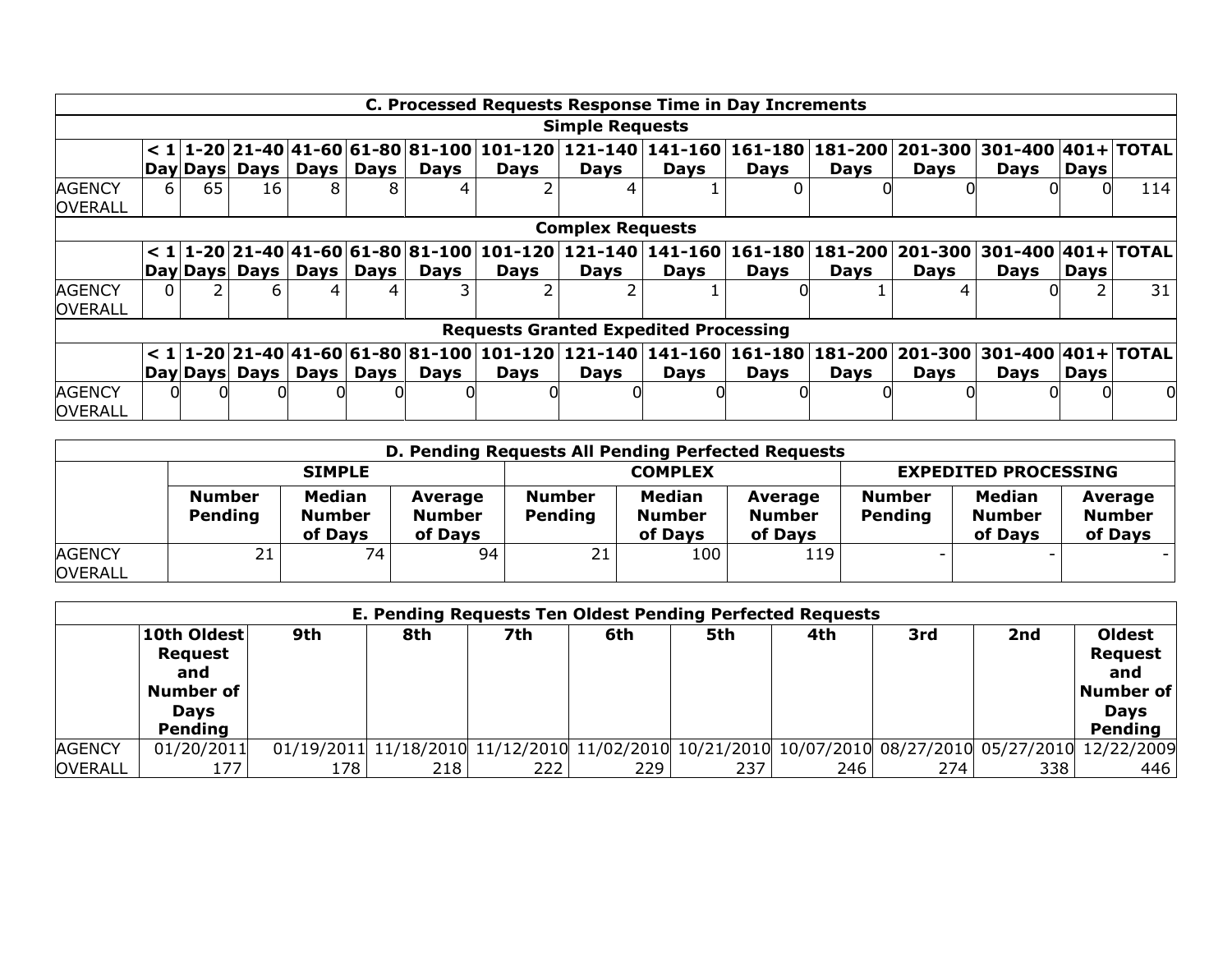| C. Processed Requests Response Time in Day Increments | | | | | | | | | | | | | | | |
|---|---|---|---|---|---|---|---|---|---|---|---|---|---|---|---|
| **Simple Requests** | | | | | | | | | | | | | | | |
| | < 1 Day | 1-20 Days | 21-40 Days | 41-60 Days | 61-80 Days | 81-100 Days | 101-120 Days | 121-140 Days | 141-160 Days | 161-180 Days | 181-200 Days | 201-300 Days | 301-400 Days | 401+ Days | TOTAL |
| AGENCY OVERALL | 6 | 65 | 16 | 8 | 8 | 4 | 2 | 4 | 1 | 0 | 0 | 0 | 0 | 0 | 114 |
| **Complex Requests** | | | | | | | | | | | | | | | |
| | < 1 Day | 1-20 Days | 21-40 Days | 41-60 Days | 61-80 Days | 81-100 Days | 101-120 Days | 121-140 Days | 141-160 Days | 161-180 Days | 181-200 Days | 201-300 Days | 301-400 Days | 401+ Days | TOTAL |
| AGENCY OVERALL | 0 | 2 | 6 | 4 | 4 | 3 | 2 | 2 | 1 | 0 | 1 | 4 | 0 | 2 | 31 |
| **Requests Granted Expedited Processing** | | | | | | | | | | | | | | | |
| | < 1 Day | 1-20 Days | 21-40 Days | 41-60 Days | 61-80 Days | 81-100 Days | 101-120 Days | 121-140 Days | 141-160 Days | 161-180 Days | 181-200 Days | 201-300 Days | 301-400 Days | 401+ Days | TOTAL |
| AGENCY OVERALL | 0 | 0 | 0 | 0 | 0 | 0 | 0 | 0 | 0 | 0 | 0 | 0 | 0 | 0 | 0 |

| D. Pending Requests All Pending Perfected Requests | | | | | | | | | |
|---|---|---|---|---|---|---|---|---|---|
| | SIMPLE | | | COMPLEX | | | EXPEDITED PROCESSING | | |
| | Number Pending | Median Number of Days | Average Number of Days | Number Pending | Median Number of Days | Average Number of Days | Number Pending | Median Number of Days | Average Number of Days |
| AGENCY OVERALL | 21 | 74 | 94 | 21 | 100 | 119 | - | - | - |

| E. Pending Requests Ten Oldest Pending Perfected Requests | | | | | | | | | | |
|---|---|---|---|---|---|---|---|---|---|---|
| | 10th Oldest Request and Number of Days Pending | 9th | 8th | 7th | 6th | 5th | 4th | 3rd | 2nd | Oldest Request and Number of Days Pending |
| AGENCY OVERALL | 01/20/2011 | 01/19/2011 | 11/18/2010 | 11/12/2010 | 11/02/2010 | 10/21/2010 | 10/07/2010 | 08/27/2010 | 05/27/2010 | 12/22/2009 |
| | 177 | 178 | 218 | 222 | 229 | 237 | 246 | 274 | 338 | 446 |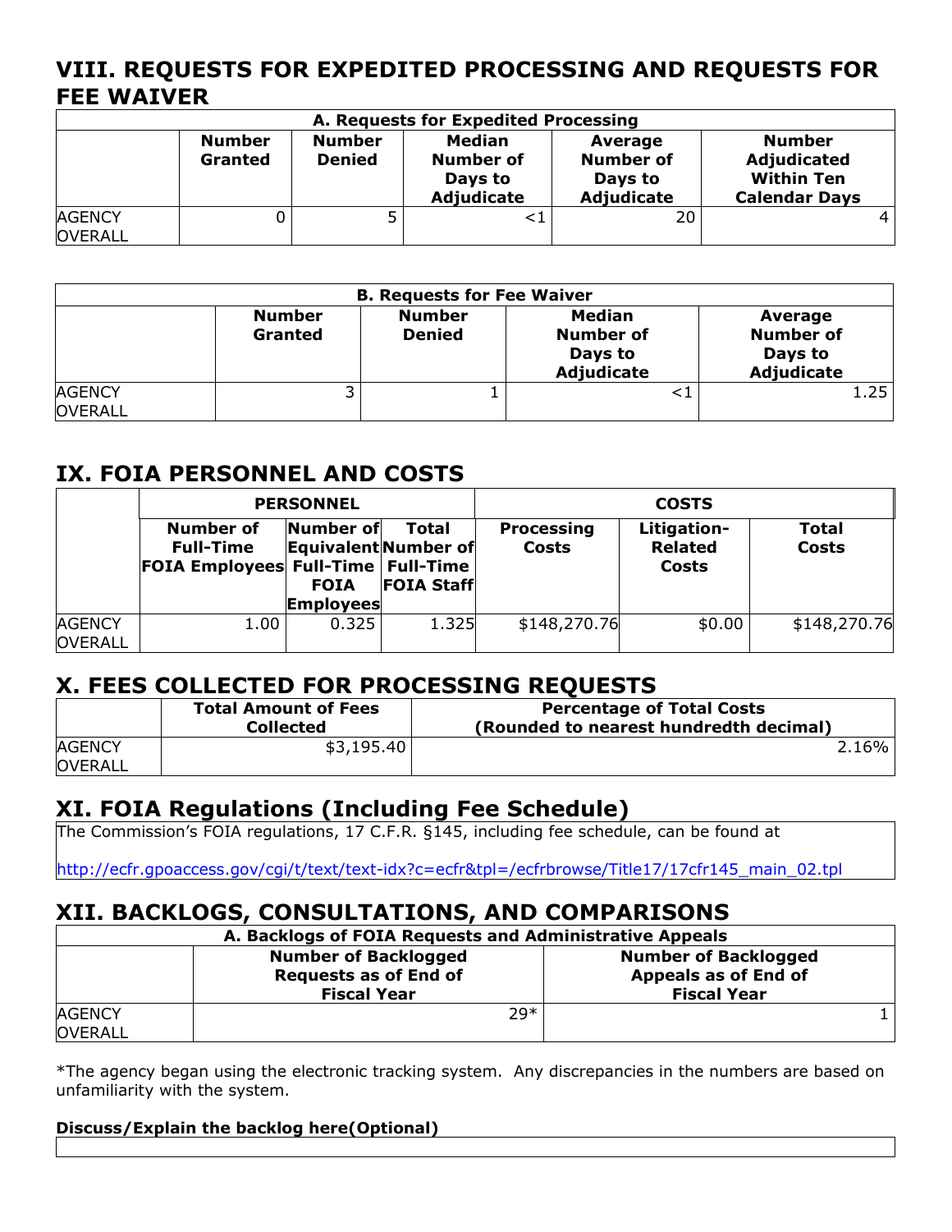# VIII. REQUESTS FOR EXPEDITED PROCESSING AND REQUESTS FOR FEE WAIVER

| A. Requests for Expedited Processing | | | | | |
|---|---|---|---|---|---|
| | **Number Granted** | **Number Denied** | **Median Number of Days to Adjudicate** | **Average Number of Days to Adjudicate** | **Number Adjudicated Within Ten Calendar Days** |
| AGENCY OVERALL | 0 | 5 | <1 | 20 | 4 |

| B. Requests for Fee Waiver | | | | |
|---|---|---|---|---|
| | **Number Granted** | **Number Denied** | **Median Number of Days to Adjudicate** | **Average Number of Days to Adjudicate** |
| AGENCY OVERALL | 3 | 1 | <1 | 1.25 |

# IX. FOIA PERSONNEL AND COSTS

| | PERSONNEL | | | COSTS | | |
|---|---|---|---|---|---|---|
| | **Number of Full-Time FOIA Employees** | **Number of Equivalent Full-Time FOIA Employees** | **Total Number of Full-Time FOIA Staff** | **Processing Costs** | **Litigation-Related Costs** | **Total Costs** |
| AGENCY OVERALL | 1.00 | 0.325 | 1.325 | $148,270.76 | $0.00 | $148,270.76 |

# X. FEES COLLECTED FOR PROCESSING REQUESTS

| | **Total Amount of Fees Collected** | **Percentage of Total Costs (Rounded to nearest hundredth decimal)** |
|---|---|---|
| AGENCY OVERALL | $3,195.40 | 2.16% |

# XI. FOIA Regulations (Including Fee Schedule)

The Commission's FOIA regulations, 17 C.F.R. §145, including fee schedule, can be found at

http://ecfr.gpoaccess.gov/cgi/t/text/text-idx?c=ecfr&tpl=/ecfrbrowse/Title17/17cfr145_main_02.tpl

# XII. BACKLOGS, CONSULTATIONS, AND COMPARISONS

| A. Backlogs of FOIA Requests and Administrative Appeals | | |
|---|---|---|
| | **Number of Backlogged Requests as of End of Fiscal Year** | **Number of Backlogged Appeals as of End of Fiscal Year** |
| AGENCY OVERALL | 29* | 1 |

*The agency began using the electronic tracking system. Any discrepancies in the numbers are based on unfamiliarity with the system.

**Discuss/Explain the backlog here(Optional)**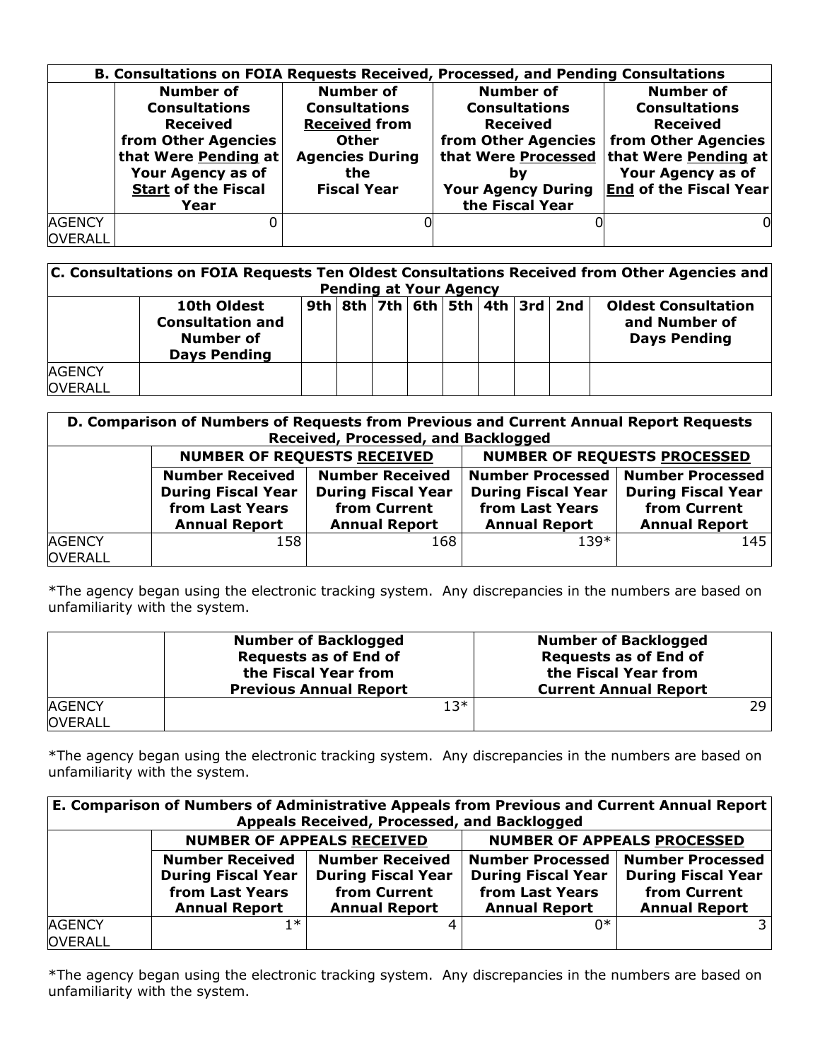| B. Consultations on FOIA Requests Received, Processed, and Pending Consultations | | | | |
|---|---|---|---|---|
| | Number of Consultations Received from Other Agencies that Were Pending at Your Agency as of Start of the Fiscal Year | Number of Consultations Received from Other Agencies During the Fiscal Year | Number of Consultations Received from Other Agencies that Were Processed by Your Agency During the Fiscal Year | Number of Consultations Received from Other Agencies that Were Pending at Your Agency as of End of the Fiscal Year |
| AGENCY OVERALL | 0 | 0 | 0 | 0 |

| C. Consultations on FOIA Requests Ten Oldest Consultations Received from Other Agencies and Pending at Your Agency | | | | | | | | | | |
|---|---|---|---|---|---|---|---|---|---|---|
| | 10th Oldest Consultation and Number of Days Pending | 9th | 8th | 7th | 6th | 5th | 4th | 3rd | 2nd | Oldest Consultation and Number of Days Pending |
| AGENCY OVERALL | | | | | | | | | | |

| D. Comparison of Numbers of Requests from Previous and Current Annual Report Requests Received, Processed, and Backlogged | | | | |
|---|---|---|---|---|
| | NUMBER OF REQUESTS RECEIVED | | NUMBER OF REQUESTS PROCESSED | |
| | Number Received During Fiscal Year from Last Years Annual Report | Number Received During Fiscal Year from Current Annual Report | Number Processed During Fiscal Year from Last Years Annual Report | Number Processed During Fiscal Year from Current Annual Report |
| AGENCY OVERALL | 158 | 168 | 139* | 145 |

*The agency began using the electronic tracking system. Any discrepancies in the numbers are based on unfamiliarity with the system.

| | Number of Backlogged Requests as of End of the Fiscal Year from Previous Annual Report | Number of Backlogged Requests as of End of the Fiscal Year from Current Annual Report |
|---|---|---|
| AGENCY OVERALL | 13* | 29 |

*The agency began using the electronic tracking system. Any discrepancies in the numbers are based on unfamiliarity with the system.

| E. Comparison of Numbers of Administrative Appeals from Previous and Current Annual Report Appeals Received, Processed, and Backlogged | | | | |
|---|---|---|---|---|
| | NUMBER OF APPEALS RECEIVED | | NUMBER OF APPEALS PROCESSED | |
| | Number Received During Fiscal Year from Last Years Annual Report | Number Received During Fiscal Year from Current Annual Report | Number Processed During Fiscal Year from Last Years Annual Report | Number Processed During Fiscal Year from Current Annual Report |
| AGENCY OVERALL | 1* | 4 | 0* | 3 |

*The agency began using the electronic tracking system. Any discrepancies in the numbers are based on unfamiliarity with the system.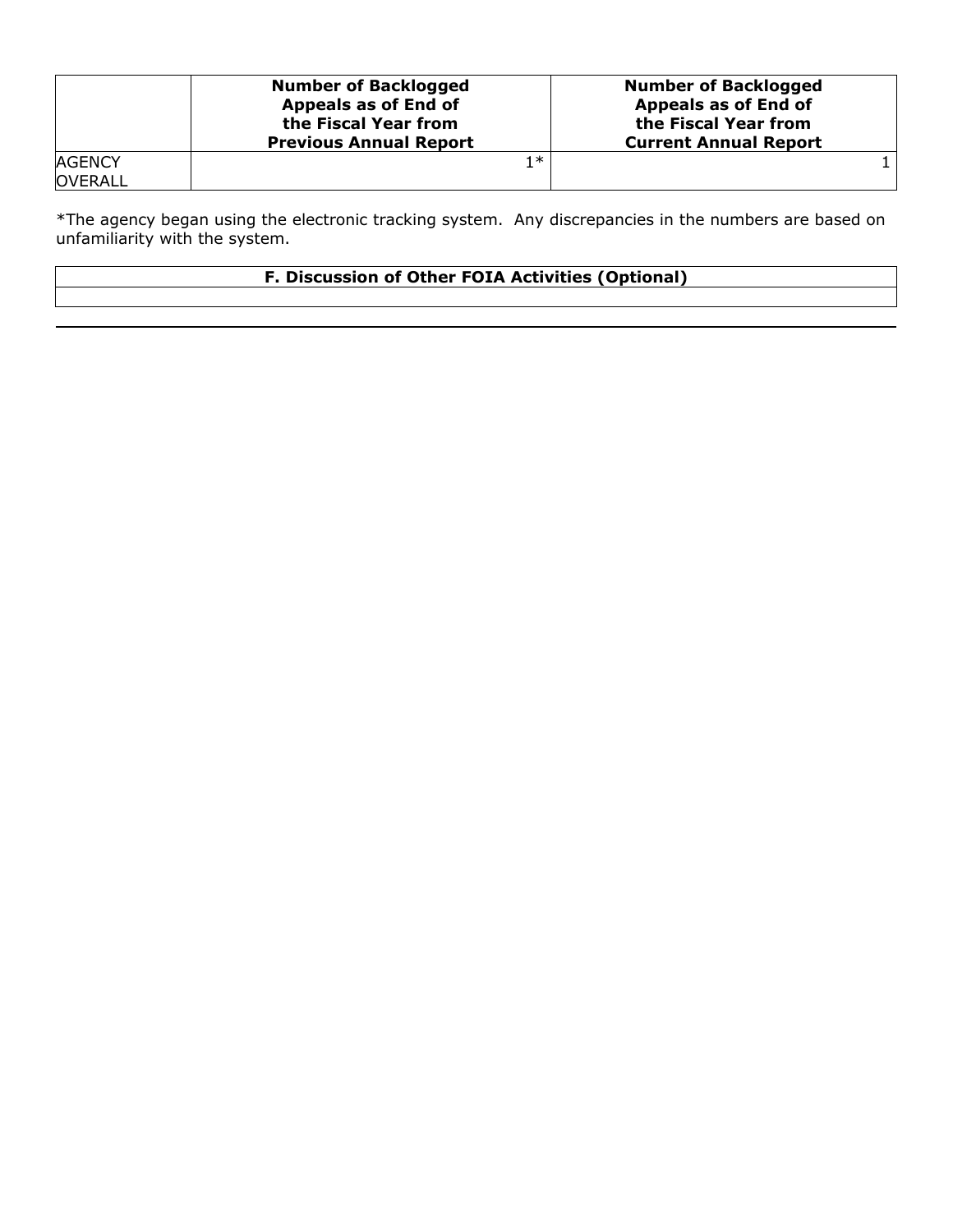| | Number of Backlogged Appeals as of End of the Fiscal Year from Previous Annual Report | Number of Backlogged Appeals as of End of the Fiscal Year from Current Annual Report |
|---|---|---|
| AGENCY OVERALL | 1* | 1 |

*The agency began using the electronic tracking system. Any discrepancies in the numbers are based on unfamiliarity with the system.

| F. Discussion of Other FOIA Activities (Optional) |
|---|
| |